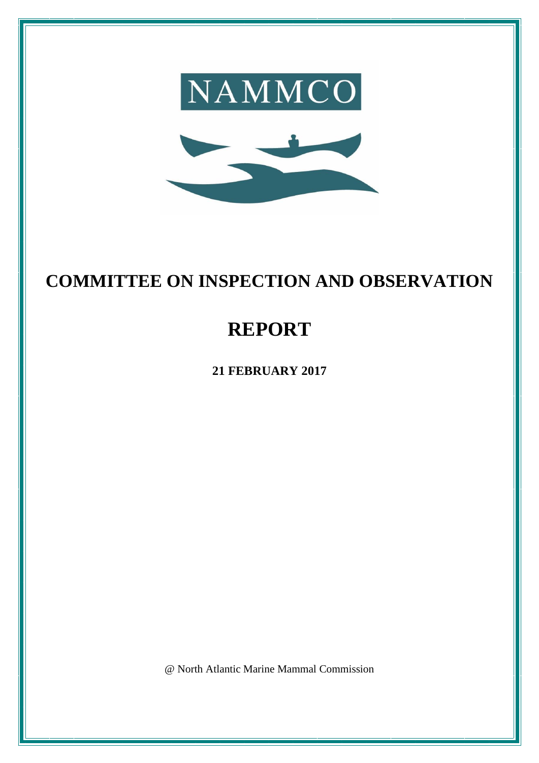NAMMCO

# COMMITTEE ON INSPECTION AND OBSERVATION

# REPORT

**21 FEBRUARY 2017**

@ North Atlantic Marine Mammal Commission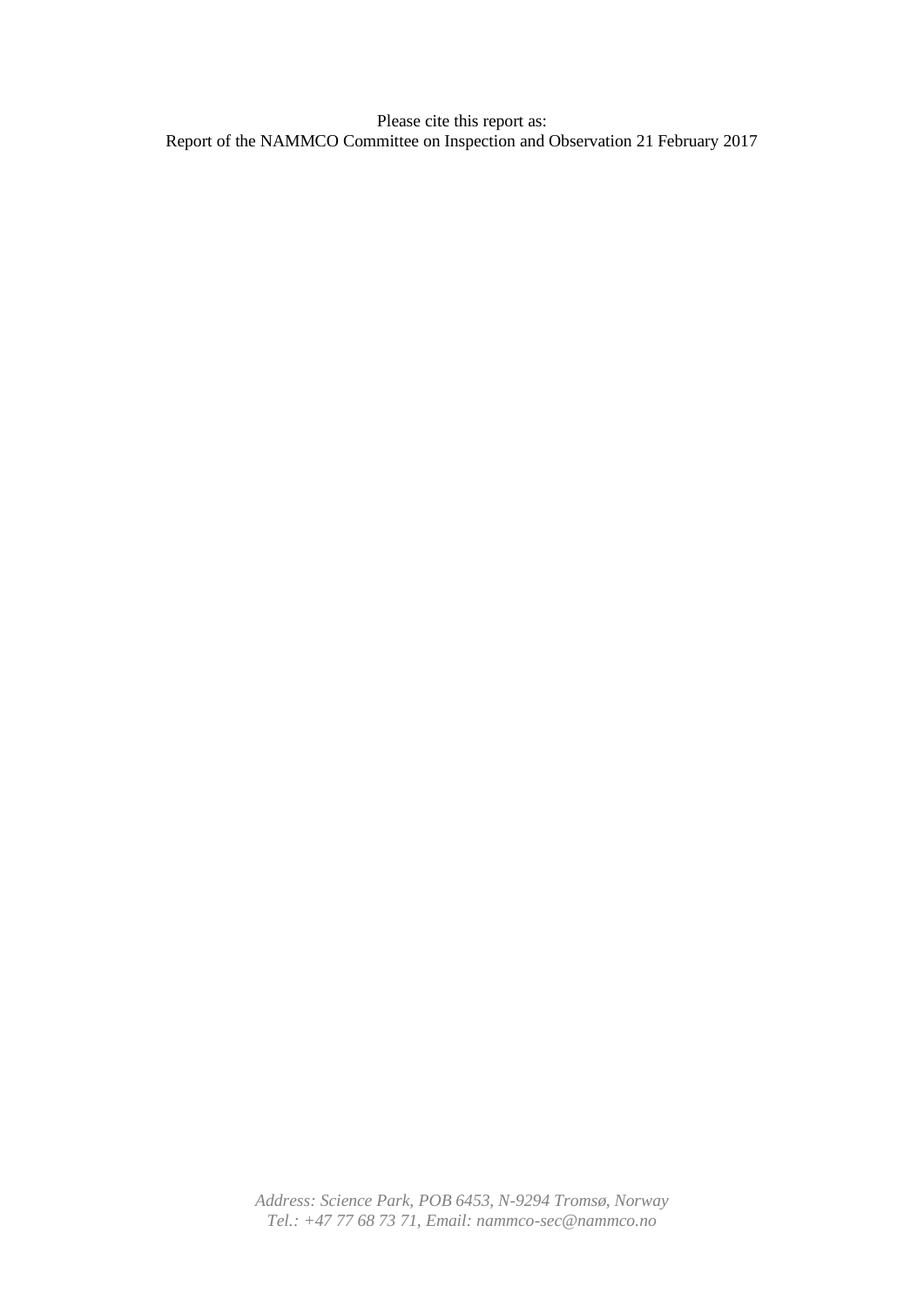Please cite this report as:
Report of the NAMMCO Committee on Inspection and Observation 21 February 2017

*Address: Science Park, POB 6453, N-9294 Tromsø, Norway*
*Tel.: +47 77 68 73 71, Email: nammco-sec@nammco.no*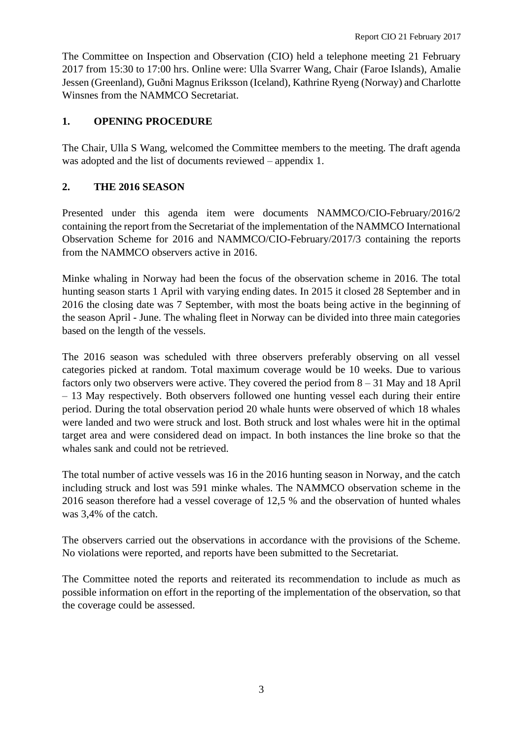The Committee on Inspection and Observation (CIO) held a telephone meeting 21 February 2017 from 15:30 to 17:00 hrs. Online were: Ulla Svarrer Wang, Chair (Faroe Islands), Amalie Jessen (Greenland), Guðni Magnus Eriksson (Iceland), Kathrine Ryeng (Norway) and Charlotte Winsnes from the NAMMCO Secretariat.

## 1. OPENING PROCEDURE

The Chair, Ulla S Wang, welcomed the Committee members to the meeting. The draft agenda was adopted and the list of documents reviewed – appendix 1.

## 2. THE 2016 SEASON

Presented under this agenda item were documents NAMMCO/CIO-February/2016/2 containing the report from the Secretariat of the implementation of the NAMMCO International Observation Scheme for 2016 and NAMMCO/CIO-February/2017/3 containing the reports from the NAMMCO observers active in 2016.

Minke whaling in Norway had been the focus of the observation scheme in 2016. The total hunting season starts 1 April with varying ending dates. In 2015 it closed 28 September and in 2016 the closing date was 7 September, with most the boats being active in the beginning of the season April - June. The whaling fleet in Norway can be divided into three main categories based on the length of the vessels.

The 2016 season was scheduled with three observers preferably observing on all vessel categories picked at random. Total maximum coverage would be 10 weeks. Due to various factors only two observers were active. They covered the period from 8 – 31 May and 18 April – 13 May respectively. Both observers followed one hunting vessel each during their entire period. During the total observation period 20 whale hunts were observed of which 18 whales were landed and two were struck and lost. Both struck and lost whales were hit in the optimal target area and were considered dead on impact. In both instances the line broke so that the whales sank and could not be retrieved.

The total number of active vessels was 16 in the 2016 hunting season in Norway, and the catch including struck and lost was 591 minke whales. The NAMMCO observation scheme in the 2016 season therefore had a vessel coverage of 12,5 % and the observation of hunted whales was 3,4% of the catch.

The observers carried out the observations in accordance with the provisions of the Scheme. No violations were reported, and reports have been submitted to the Secretariat.

The Committee noted the reports and reiterated its recommendation to include as much as possible information on effort in the reporting of the implementation of the observation, so that the coverage could be assessed.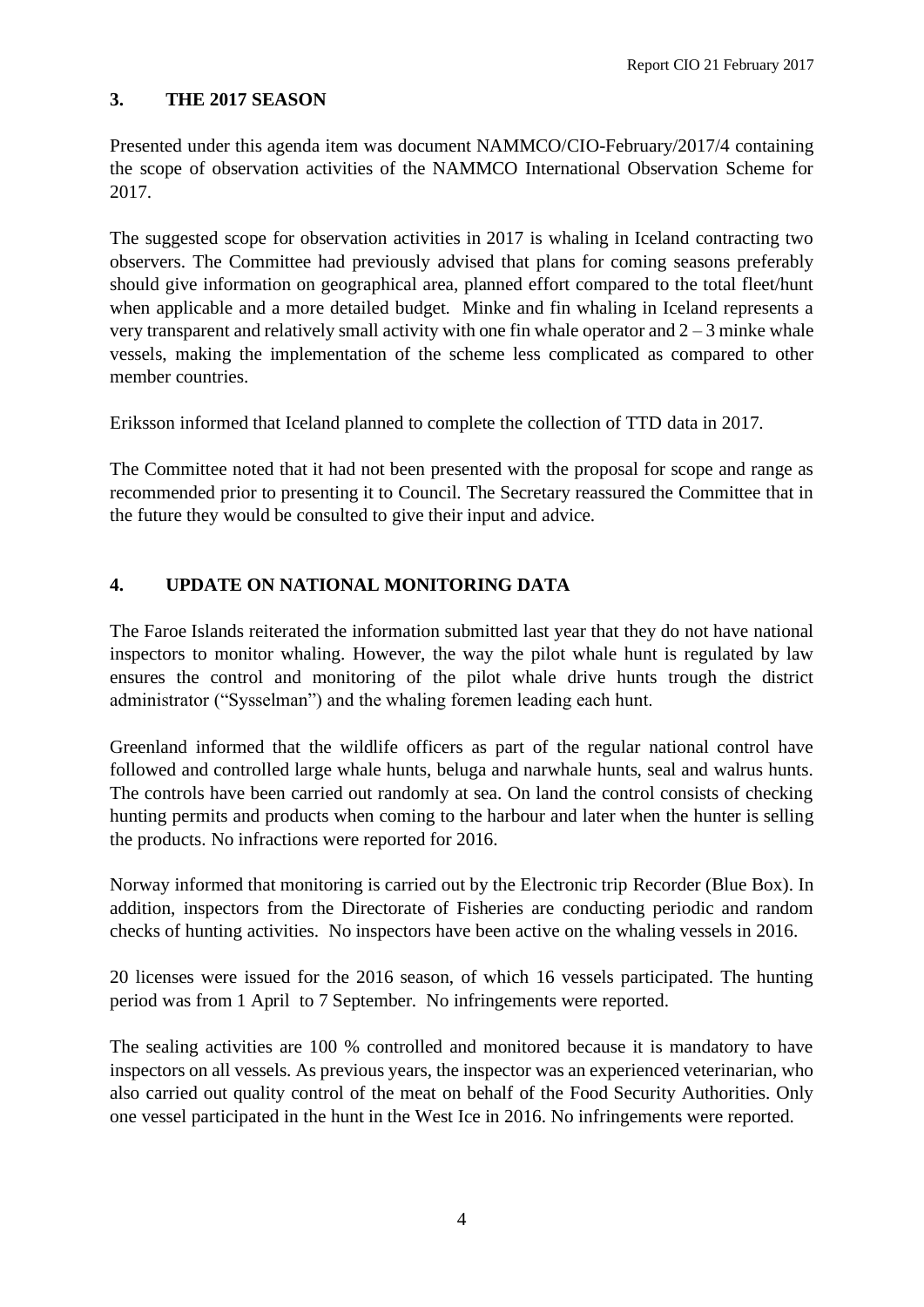## 3. THE 2017 SEASON

Presented under this agenda item was document NAMMCO/CIO-February/2017/4 containing the scope of observation activities of the NAMMCO International Observation Scheme for 2017.

The suggested scope for observation activities in 2017 is whaling in Iceland contracting two observers. The Committee had previously advised that plans for coming seasons preferably should give information on geographical area, planned effort compared to the total fleet/hunt when applicable and a more detailed budget. Minke and fin whaling in Iceland represents a very transparent and relatively small activity with one fin whale operator and 2 – 3 minke whale vessels, making the implementation of the scheme less complicated as compared to other member countries.

Eriksson informed that Iceland planned to complete the collection of TTD data in 2017.

The Committee noted that it had not been presented with the proposal for scope and range as recommended prior to presenting it to Council. The Secretary reassured the Committee that in the future they would be consulted to give their input and advice.

## 4. UPDATE ON NATIONAL MONITORING DATA

The Faroe Islands reiterated the information submitted last year that they do not have national inspectors to monitor whaling. However, the way the pilot whale hunt is regulated by law ensures the control and monitoring of the pilot whale drive hunts trough the district administrator ("Sysselman") and the whaling foremen leading each hunt.

Greenland informed that the wildlife officers as part of the regular national control have followed and controlled large whale hunts, beluga and narwhale hunts, seal and walrus hunts. The controls have been carried out randomly at sea. On land the control consists of checking hunting permits and products when coming to the harbour and later when the hunter is selling the products. No infractions were reported for 2016.

Norway informed that monitoring is carried out by the Electronic trip Recorder (Blue Box). In addition, inspectors from the Directorate of Fisheries are conducting periodic and random checks of hunting activities. No inspectors have been active on the whaling vessels in 2016.

20 licenses were issued for the 2016 season, of which 16 vessels participated. The hunting period was from 1 April to 7 September. No infringements were reported.

The sealing activities are 100 % controlled and monitored because it is mandatory to have inspectors on all vessels. As previous years, the inspector was an experienced veterinarian, who also carried out quality control of the meat on behalf of the Food Security Authorities. Only one vessel participated in the hunt in the West Ice in 2016. No infringements were reported.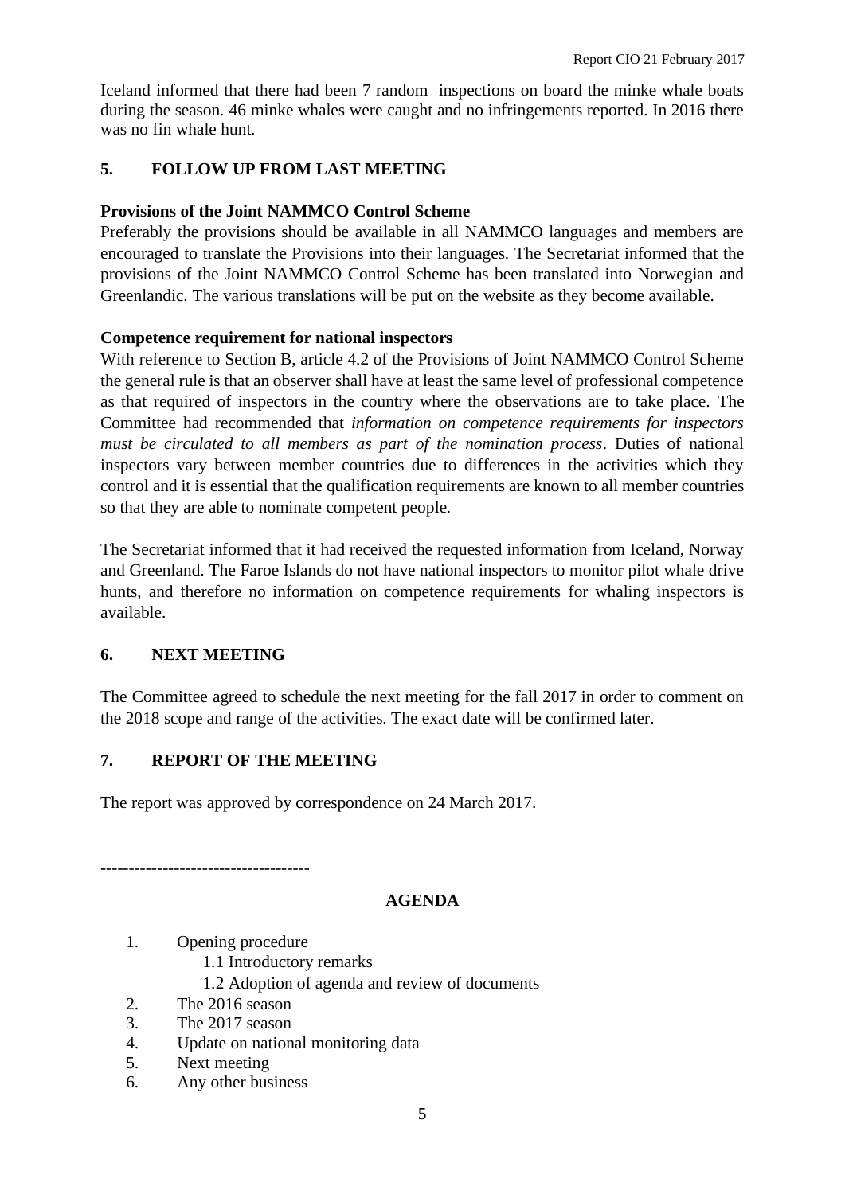Iceland informed that there had been 7 random inspections on board the minke whale boats during the season. 46 minke whales were caught and no infringements reported. In 2016 there was no fin whale hunt.

## 5. FOLLOW UP FROM LAST MEETING

**Provisions of the Joint NAMMCO Control Scheme**

Preferably the provisions should be available in all NAMMCO languages and members are encouraged to translate the Provisions into their languages. The Secretariat informed that the provisions of the Joint NAMMCO Control Scheme has been translated into Norwegian and Greenlandic. The various translations will be put on the website as they become available.

**Competence requirement for national inspectors**

With reference to Section B, article 4.2 of the Provisions of Joint NAMMCO Control Scheme the general rule is that an observer shall have at least the same level of professional competence as that required of inspectors in the country where the observations are to take place. The Committee had recommended that *information on competence requirements for inspectors must be circulated to all members as part of the nomination process*. Duties of national inspectors vary between member countries due to differences in the activities which they control and it is essential that the qualification requirements are known to all member countries so that they are able to nominate competent people.

The Secretariat informed that it had received the requested information from Iceland, Norway and Greenland. The Faroe Islands do not have national inspectors to monitor pilot whale drive hunts, and therefore no information on competence requirements for whaling inspectors is available.

## 6. NEXT MEETING

The Committee agreed to schedule the next meeting for the fall 2017 in order to comment on the 2018 scope and range of the activities. The exact date will be confirmed later.

## 7. REPORT OF THE MEETING

The report was approved by correspondence on 24 March 2017.

------------------------------------

**AGENDA**

1. Opening procedure
    - 1.1 Introductory remarks
    - 1.2 Adoption of agenda and review of documents
2. The 2016 season
3. The 2017 season
4. Update on national monitoring data
5. Next meeting
6. Any other business